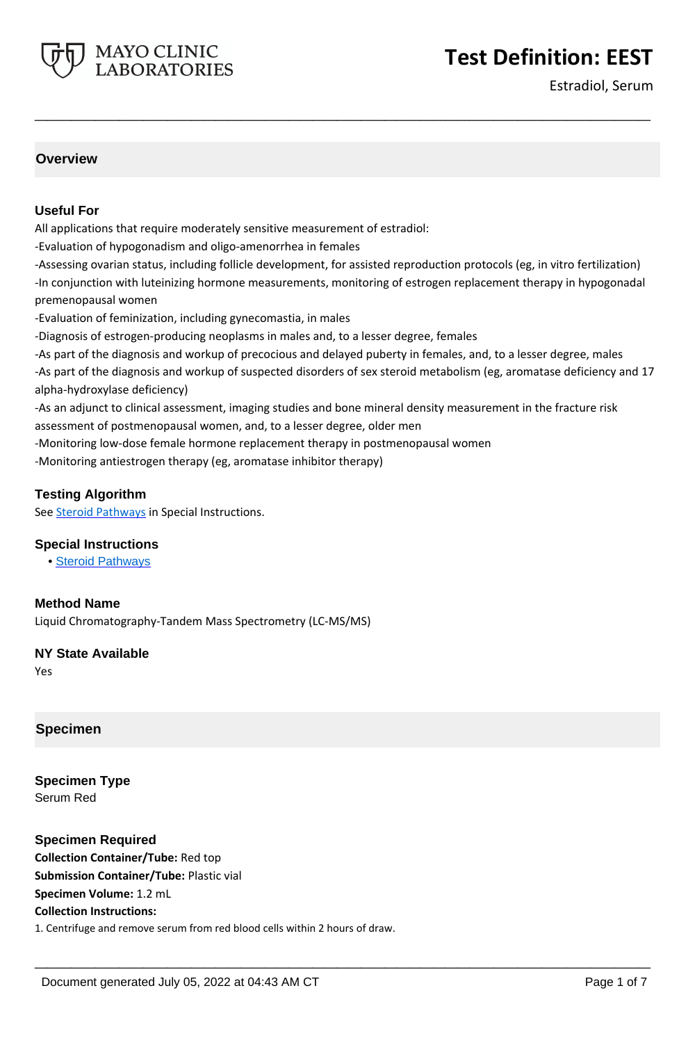# Test Definition: EEST

Estradiol, Serum

## Overview

### Useful For

All applications that require moderately sensitive measurement of estradiol:

-Evaluation of hypogonadism and oligo-amenorrhea in females

-Assessing ovarian status, including follicle development, for assisted reproduction protocols (eg, in vitro fertilization)

-In conjunction with luteinizing hormone measurements, monitoring of estrogen replacement therapy in hypogonadal premenopausal women

-Evaluation of feminization, including gynecomastia, in males

-Diagnosis of estrogen-producing neoplasms in males and, to a lesser degree, females

-As part of the diagnosis and workup of precocious and delayed puberty in females, and, to a lesser degree, males

-As part of the diagnosis and workup of suspected disorders of sex steroid metabolism (eg, aromatase deficiency and 17 alpha-hydroxylase deficiency)

-As an adjunct to clinical assessment, imaging studies and bone mineral density measurement in the fracture risk assessment of postmenopausal women, and, to a lesser degree, older men

-Monitoring low-dose female hormone replacement therapy in postmenopausal women

-Monitoring antiestrogen therapy (eg, aromatase inhibitor therapy)

### Testing Algorithm

See Steroid Pathways in Special Instructions.

### Special Instructions

- Steroid Pathways

### Method Name

Liquid Chromatography-Tandem Mass Spectrometry (LC-MS/MS)

### NY State Available

Yes

## Specimen

### Specimen Type

Serum Red

### Specimen Required

**Collection Container/Tube:** Red top

**Submission Container/Tube:** Plastic vial

**Specimen Volume:** 1.2 mL

**Collection Instructions:**

1. Centrifuge and remove serum from red blood cells within 2 hours of draw.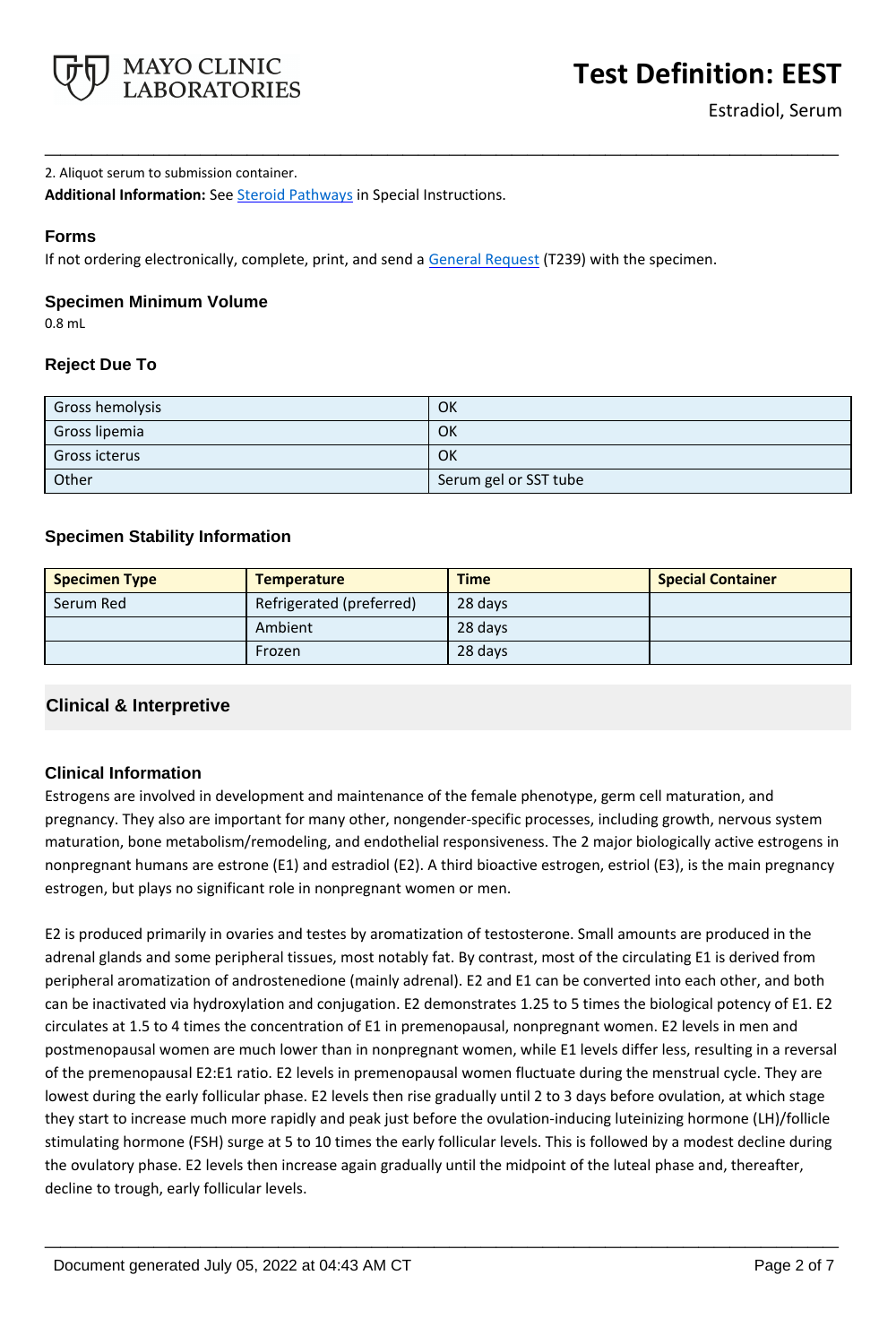2. Aliquot serum to submission container.

**Additional Information:** See Steroid Pathways in Special Instructions.

### Forms

If not ordering electronically, complete, print, and send a General Request (T239) with the specimen.

### Specimen Minimum Volume

0.8 mL

### Reject Due To

| | |
|---|---|
| Gross hemolysis | OK |
| Gross lipemia | OK |
| Gross icterus | OK |
| Other | Serum gel or SST tube |

### Specimen Stability Information

| Specimen Type | Temperature | Time | Special Container |
|---|---|---|---|
| Serum Red | Refrigerated (preferred) | 28 days | |
| | Ambient | 28 days | |
| | Frozen | 28 days | |

## Clinical & Interpretive

### Clinical Information

Estrogens are involved in development and maintenance of the female phenotype, germ cell maturation, and pregnancy. They also are important for many other, nongender-specific processes, including growth, nervous system maturation, bone metabolism/remodeling, and endothelial responsiveness. The 2 major biologically active estrogens in nonpregnant humans are estrone (E1) and estradiol (E2). A third bioactive estrogen, estriol (E3), is the main pregnancy estrogen, but plays no significant role in nonpregnant women or men.

E2 is produced primarily in ovaries and testes by aromatization of testosterone. Small amounts are produced in the adrenal glands and some peripheral tissues, most notably fat. By contrast, most of the circulating E1 is derived from peripheral aromatization of androstenedione (mainly adrenal). E2 and E1 can be converted into each other, and both can be inactivated via hydroxylation and conjugation. E2 demonstrates 1.25 to 5 times the biological potency of E1. E2 circulates at 1.5 to 4 times the concentration of E1 in premenopausal, nonpregnant women. E2 levels in men and postmenopausal women are much lower than in nonpregnant women, while E1 levels differ less, resulting in a reversal of the premenopausal E2:E1 ratio. E2 levels in premenopausal women fluctuate during the menstrual cycle. They are lowest during the early follicular phase. E2 levels then rise gradually until 2 to 3 days before ovulation, at which stage they start to increase much more rapidly and peak just before the ovulation-inducing luteinizing hormone (LH)/follicle stimulating hormone (FSH) surge at 5 to 10 times the early follicular levels. This is followed by a modest decline during the ovulatory phase. E2 levels then increase again gradually until the midpoint of the luteal phase and, thereafter, decline to trough, early follicular levels.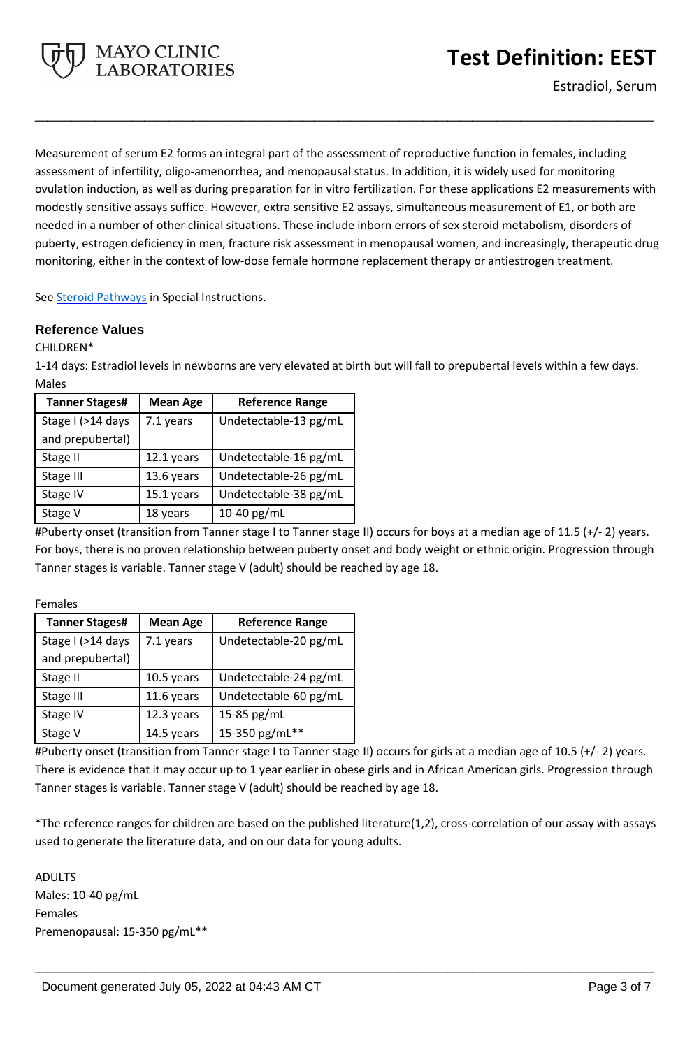Measurement of serum E2 forms an integral part of the assessment of reproductive function in females, including assessment of infertility, oligo-amenorrhea, and menopausal status. In addition, it is widely used for monitoring ovulation induction, as well as during preparation for in vitro fertilization. For these applications E2 measurements with modestly sensitive assays suffice. However, extra sensitive E2 assays, simultaneous measurement of E1, or both are needed in a number of other clinical situations. These include inborn errors of sex steroid metabolism, disorders of puberty, estrogen deficiency in men, fracture risk assessment in menopausal women, and increasingly, therapeutic drug monitoring, either in the context of low-dose female hormone replacement therapy or antiestrogen treatment.

See Steroid Pathways in Special Instructions.

### Reference Values

CHILDREN*

1-14 days: Estradiol levels in newborns are very elevated at birth but will fall to prepubertal levels within a few days.

Males

| Tanner Stages# | Mean Age | Reference Range |
|---|---|---|
| Stage I (>14 days and prepubertal) | 7.1 years | Undetectable-13 pg/mL |
| Stage II | 12.1 years | Undetectable-16 pg/mL |
| Stage III | 13.6 years | Undetectable-26 pg/mL |
| Stage IV | 15.1 years | Undetectable-38 pg/mL |
| Stage V | 18 years | 10-40 pg/mL |

#Puberty onset (transition from Tanner stage I to Tanner stage II) occurs for boys at a median age of 11.5 (+/- 2) years. For boys, there is no proven relationship between puberty onset and body weight or ethnic origin. Progression through Tanner stages is variable. Tanner stage V (adult) should be reached by age 18.

Females

| Tanner Stages# | Mean Age | Reference Range |
|---|---|---|
| Stage I (>14 days and prepubertal) | 7.1 years | Undetectable-20 pg/mL |
| Stage II | 10.5 years | Undetectable-24 pg/mL |
| Stage III | 11.6 years | Undetectable-60 pg/mL |
| Stage IV | 12.3 years | 15-85 pg/mL |
| Stage V | 14.5 years | 15-350 pg/mL** |

#Puberty onset (transition from Tanner stage I to Tanner stage II) occurs for girls at a median age of 10.5 (+/- 2) years. There is evidence that it may occur up to 1 year earlier in obese girls and in African American girls. Progression through Tanner stages is variable. Tanner stage V (adult) should be reached by age 18.

*The reference ranges for children are based on the published literature(1,2), cross-correlation of our assay with assays used to generate the literature data, and on our data for young adults.

ADULTS

Males: 10-40 pg/mL

Females

Premenopausal: 15-350 pg/mL**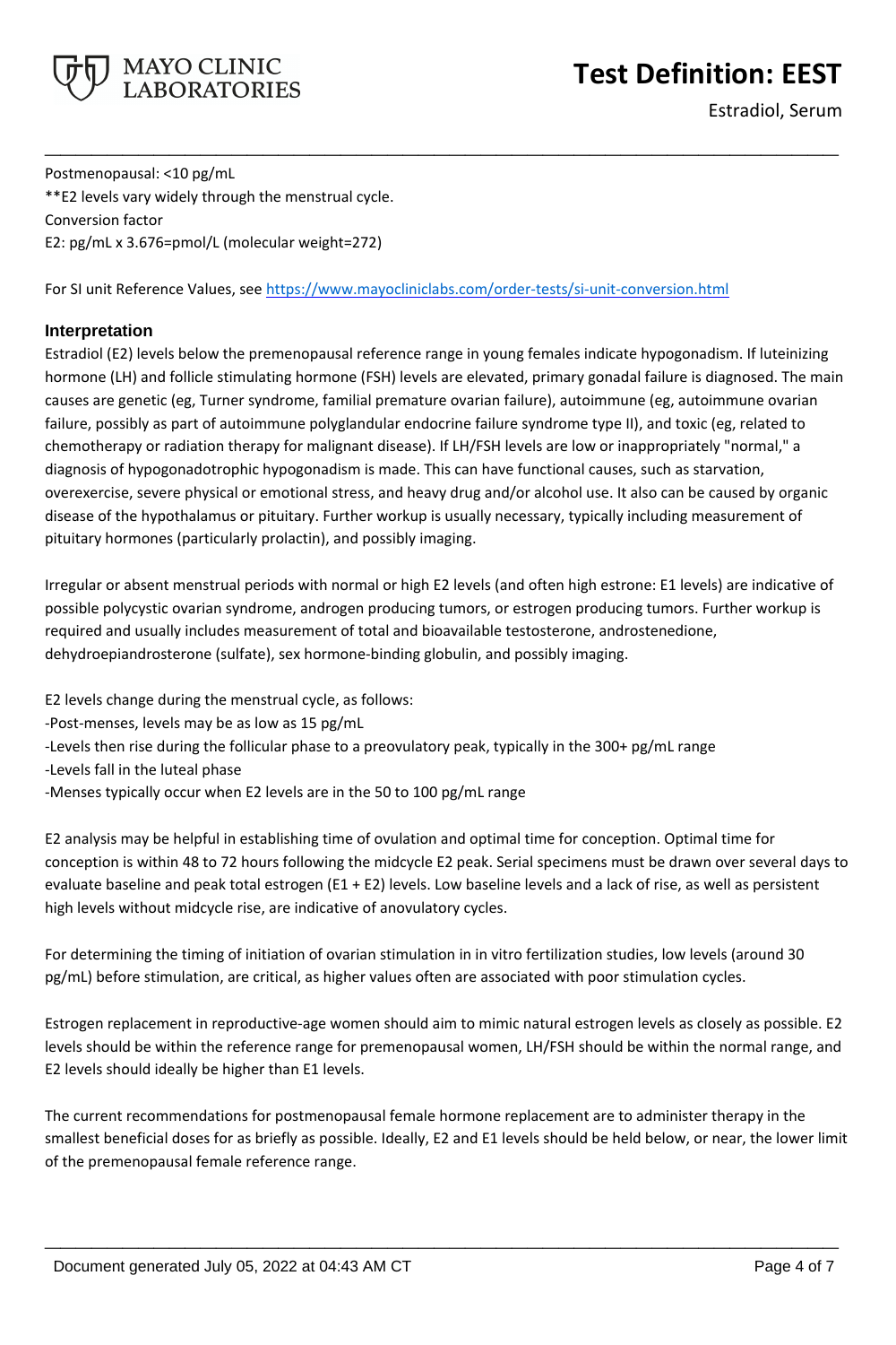Postmenopausal: <10 pg/mL

**E2 levels vary widely through the menstrual cycle.

Conversion factor

E2: pg/mL x 3.676=pmol/L (molecular weight=272)

For SI unit Reference Values, see https://www.mayocliniclabs.com/order-tests/si-unit-conversion.html

## Interpretation

Estradiol (E2) levels below the premenopausal reference range in young females indicate hypogonadism. If luteinizing hormone (LH) and follicle stimulating hormone (FSH) levels are elevated, primary gonadal failure is diagnosed. The main causes are genetic (eg, Turner syndrome, familial premature ovarian failure), autoimmune (eg, autoimmune ovarian failure, possibly as part of autoimmune polyglandular endocrine failure syndrome type II), and toxic (eg, related to chemotherapy or radiation therapy for malignant disease). If LH/FSH levels are low or inappropriately "normal," a diagnosis of hypogonadotrophic hypogonadism is made. This can have functional causes, such as starvation, overexercise, severe physical or emotional stress, and heavy drug and/or alcohol use. It also can be caused by organic disease of the hypothalamus or pituitary. Further workup is usually necessary, typically including measurement of pituitary hormones (particularly prolactin), and possibly imaging.

Irregular or absent menstrual periods with normal or high E2 levels (and often high estrone: E1 levels) are indicative of possible polycystic ovarian syndrome, androgen producing tumors, or estrogen producing tumors. Further workup is required and usually includes measurement of total and bioavailable testosterone, androstenedione, dehydroepiandrosterone (sulfate), sex hormone-binding globulin, and possibly imaging.

E2 levels change during the menstrual cycle, as follows:

-Post-menses, levels may be as low as 15 pg/mL

-Levels then rise during the follicular phase to a preovulatory peak, typically in the 300+ pg/mL range

-Levels fall in the luteal phase

-Menses typically occur when E2 levels are in the 50 to 100 pg/mL range

E2 analysis may be helpful in establishing time of ovulation and optimal time for conception. Optimal time for conception is within 48 to 72 hours following the midcycle E2 peak. Serial specimens must be drawn over several days to evaluate baseline and peak total estrogen (E1 + E2) levels. Low baseline levels and a lack of rise, as well as persistent high levels without midcycle rise, are indicative of anovulatory cycles.

For determining the timing of initiation of ovarian stimulation in in vitro fertilization studies, low levels (around 30 pg/mL) before stimulation, are critical, as higher values often are associated with poor stimulation cycles.

Estrogen replacement in reproductive-age women should aim to mimic natural estrogen levels as closely as possible. E2 levels should be within the reference range for premenopausal women, LH/FSH should be within the normal range, and E2 levels should ideally be higher than E1 levels.

The current recommendations for postmenopausal female hormone replacement are to administer therapy in the smallest beneficial doses for as briefly as possible. Ideally, E2 and E1 levels should be held below, or near, the lower limit of the premenopausal female reference range.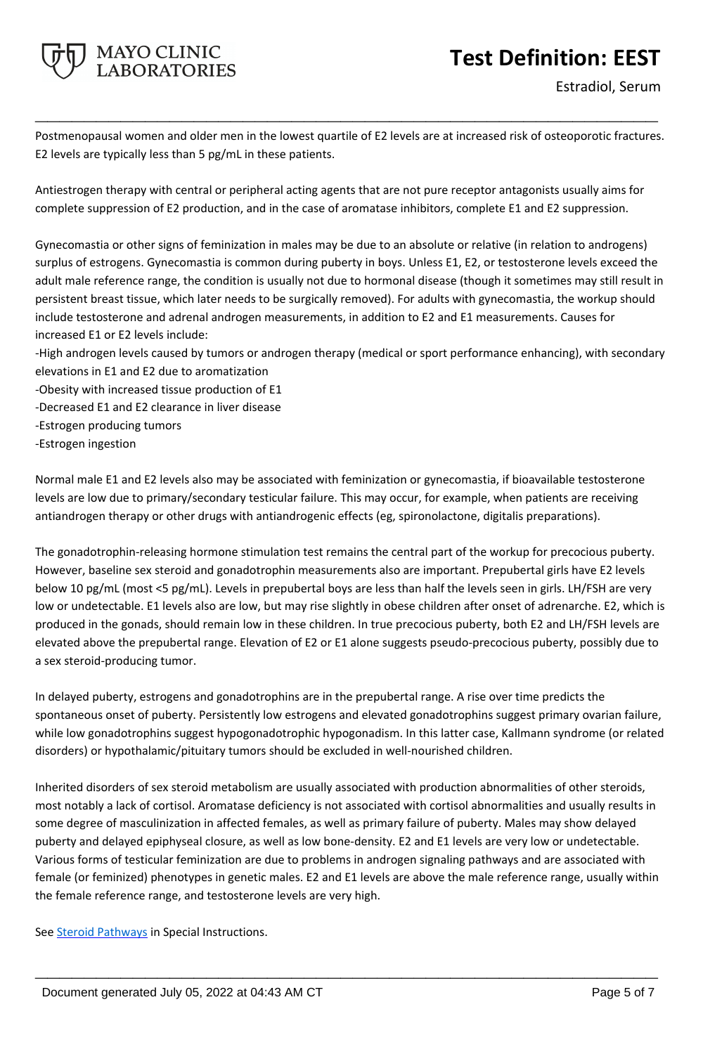Postmenopausal women and older men in the lowest quartile of E2 levels are at increased risk of osteoporotic fractures. E2 levels are typically less than 5 pg/mL in these patients.

Antiestrogen therapy with central or peripheral acting agents that are not pure receptor antagonists usually aims for complete suppression of E2 production, and in the case of aromatase inhibitors, complete E1 and E2 suppression.

Gynecomastia or other signs of feminization in males may be due to an absolute or relative (in relation to androgens) surplus of estrogens. Gynecomastia is common during puberty in boys. Unless E1, E2, or testosterone levels exceed the adult male reference range, the condition is usually not due to hormonal disease (though it sometimes may still result in persistent breast tissue, which later needs to be surgically removed). For adults with gynecomastia, the workup should include testosterone and adrenal androgen measurements, in addition to E2 and E1 measurements. Causes for increased E1 or E2 levels include:

- High androgen levels caused by tumors or androgen therapy (medical or sport performance enhancing), with secondary elevations in E1 and E2 due to aromatization
- Obesity with increased tissue production of E1
- Decreased E1 and E2 clearance in liver disease
- Estrogen producing tumors
- Estrogen ingestion

Normal male E1 and E2 levels also may be associated with feminization or gynecomastia, if bioavailable testosterone levels are low due to primary/secondary testicular failure. This may occur, for example, when patients are receiving antiandrogen therapy or other drugs with antiandrogenic effects (eg, spironolactone, digitalis preparations).

The gonadotrophin-releasing hormone stimulation test remains the central part of the workup for precocious puberty. However, baseline sex steroid and gonadotrophin measurements also are important. Prepubertal girls have E2 levels below 10 pg/mL (most <5 pg/mL). Levels in prepubertal boys are less than half the levels seen in girls. LH/FSH are very low or undetectable. E1 levels also are low, but may rise slightly in obese children after onset of adrenarche. E2, which is produced in the gonads, should remain low in these children. In true precocious puberty, both E2 and LH/FSH levels are elevated above the prepubertal range. Elevation of E2 or E1 alone suggests pseudo-precocious puberty, possibly due to a sex steroid-producing tumor.

In delayed puberty, estrogens and gonadotrophins are in the prepubertal range. A rise over time predicts the spontaneous onset of puberty. Persistently low estrogens and elevated gonadotrophins suggest primary ovarian failure, while low gonadotrophins suggest hypogonadotrophic hypogonadism. In this latter case, Kallmann syndrome (or related disorders) or hypothalamic/pituitary tumors should be excluded in well-nourished children.

Inherited disorders of sex steroid metabolism are usually associated with production abnormalities of other steroids, most notably a lack of cortisol. Aromatase deficiency is not associated with cortisol abnormalities and usually results in some degree of masculinization in affected females, as well as primary failure of puberty. Males may show delayed puberty and delayed epiphyseal closure, as well as low bone-density. E2 and E1 levels are very low or undetectable. Various forms of testicular feminization are due to problems in androgen signaling pathways and are associated with female (or feminized) phenotypes in genetic males. E2 and E1 levels are above the male reference range, usually within the female reference range, and testosterone levels are very high.

See Steroid Pathways in Special Instructions.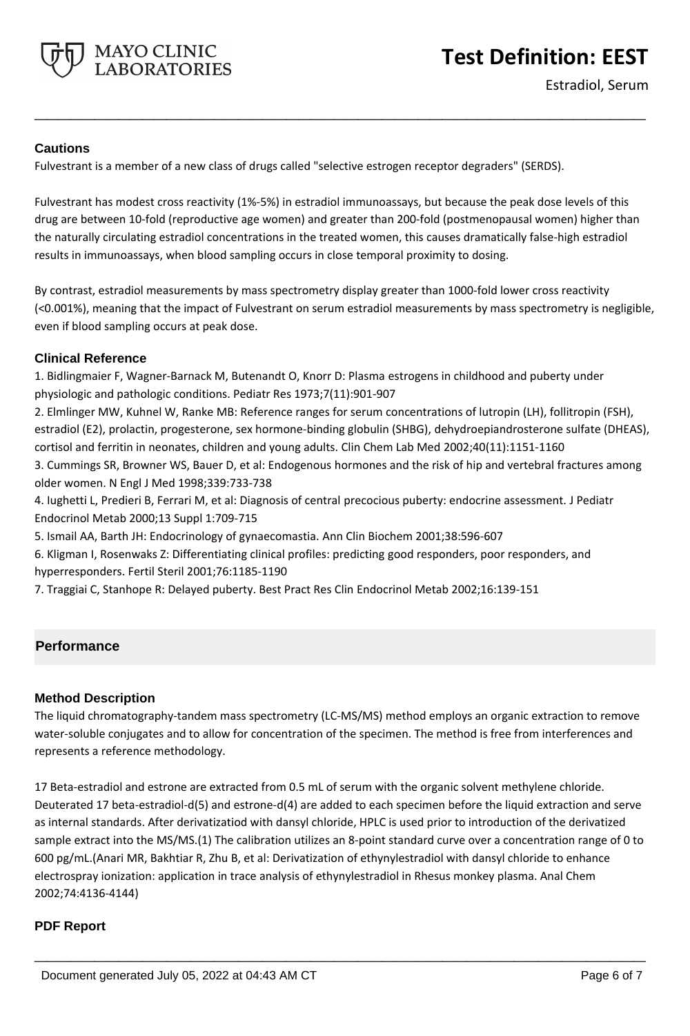### Cautions

Fulvestrant is a member of a new class of drugs called "selective estrogen receptor degraders" (SERDS).

Fulvestrant has modest cross reactivity (1%-5%) in estradiol immunoassays, but because the peak dose levels of this drug are between 10-fold (reproductive age women) and greater than 200-fold (postmenopausal women) higher than the naturally circulating estradiol concentrations in the treated women, this causes dramatically false-high estradiol results in immunoassays, when blood sampling occurs in close temporal proximity to dosing.

By contrast, estradiol measurements by mass spectrometry display greater than 1000-fold lower cross reactivity (<0.001%), meaning that the impact of Fulvestrant on serum estradiol measurements by mass spectrometry is negligible, even if blood sampling occurs at peak dose.

### Clinical Reference

1. Bidlingmaier F, Wagner-Barnack M, Butenandt O, Knorr D: Plasma estrogens in childhood and puberty under physiologic and pathologic conditions. Pediatr Res 1973;7(11):901-907
2. Elmlinger MW, Kuhnel W, Ranke MB: Reference ranges for serum concentrations of lutropin (LH), follitropin (FSH), estradiol (E2), prolactin, progesterone, sex hormone-binding globulin (SHBG), dehydroepiandrosterone sulfate (DHEAS), cortisol and ferritin in neonates, children and young adults. Clin Chem Lab Med 2002;40(11):1151-1160
3. Cummings SR, Browner WS, Bauer D, et al: Endogenous hormones and the risk of hip and vertebral fractures among older women. N Engl J Med 1998;339:733-738
4. Iughetti L, Predieri B, Ferrari M, et al: Diagnosis of central precocious puberty: endocrine assessment. J Pediatr Endocrinol Metab 2000;13 Suppl 1:709-715
5. Ismail AA, Barth JH: Endocrinology of gynaecomastia. Ann Clin Biochem 2001;38:596-607
6. Kligman I, Rosenwaks Z: Differentiating clinical profiles: predicting good responders, poor responders, and hyperresponders. Fertil Steril 2001;76:1185-1190
7. Traggiai C, Stanhope R: Delayed puberty. Best Pract Res Clin Endocrinol Metab 2002;16:139-151

## Performance

### Method Description

The liquid chromatography-tandem mass spectrometry (LC-MS/MS) method employs an organic extraction to remove water-soluble conjugates and to allow for concentration of the specimen. The method is free from interferences and represents a reference methodology.

17 Beta-estradiol and estrone are extracted from 0.5 mL of serum with the organic solvent methylene chloride. Deuterated 17 beta-estradiol-d(5) and estrone-d(4) are added to each specimen before the liquid extraction and serve as internal standards. After derivatizatiod with dansyl chloride, HPLC is used prior to introduction of the derivatized sample extract into the MS/MS.(1) The calibration utilizes an 8-point standard curve over a concentration range of 0 to 600 pg/mL.(Anari MR, Bakhtiar R, Zhu B, et al: Derivatization of ethynylestradiol with dansyl chloride to enhance electrospray ionization: application in trace analysis of ethynylestradiol in Rhesus monkey plasma. Anal Chem 2002;74:4136-4144)

### PDF Report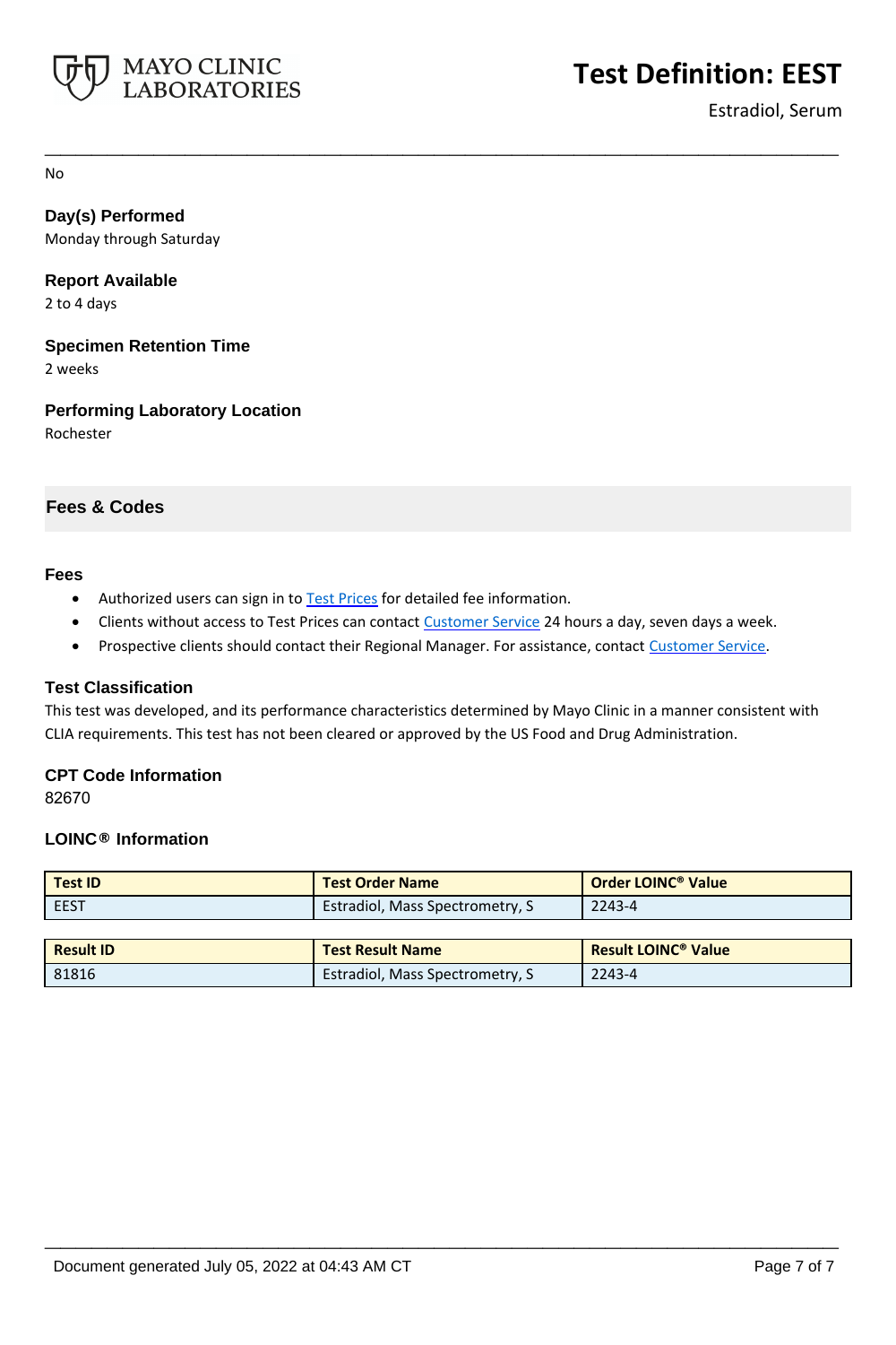No

**Day(s) Performed**
Monday through Saturday

**Report Available**
2 to 4 days

**Specimen Retention Time**
2 weeks

**Performing Laboratory Location**
Rochester

## Fees & Codes

**Fees**

- Authorized users can sign in to Test Prices for detailed fee information.
- Clients without access to Test Prices can contact Customer Service 24 hours a day, seven days a week.
- Prospective clients should contact their Regional Manager. For assistance, contact Customer Service.

**Test Classification**
This test was developed, and its performance characteristics determined by Mayo Clinic in a manner consistent with CLIA requirements. This test has not been cleared or approved by the US Food and Drug Administration.

**CPT Code Information**
82670

**LOINC® Information**

| Test ID | Test Order Name | Order LOINC® Value |
|---|---|---|
| EEST | Estradiol, Mass Spectrometry, S | 2243-4 |

| Result ID | Test Result Name | Result LOINC® Value |
|---|---|---|
| 81816 | Estradiol, Mass Spectrometry, S | 2243-4 |